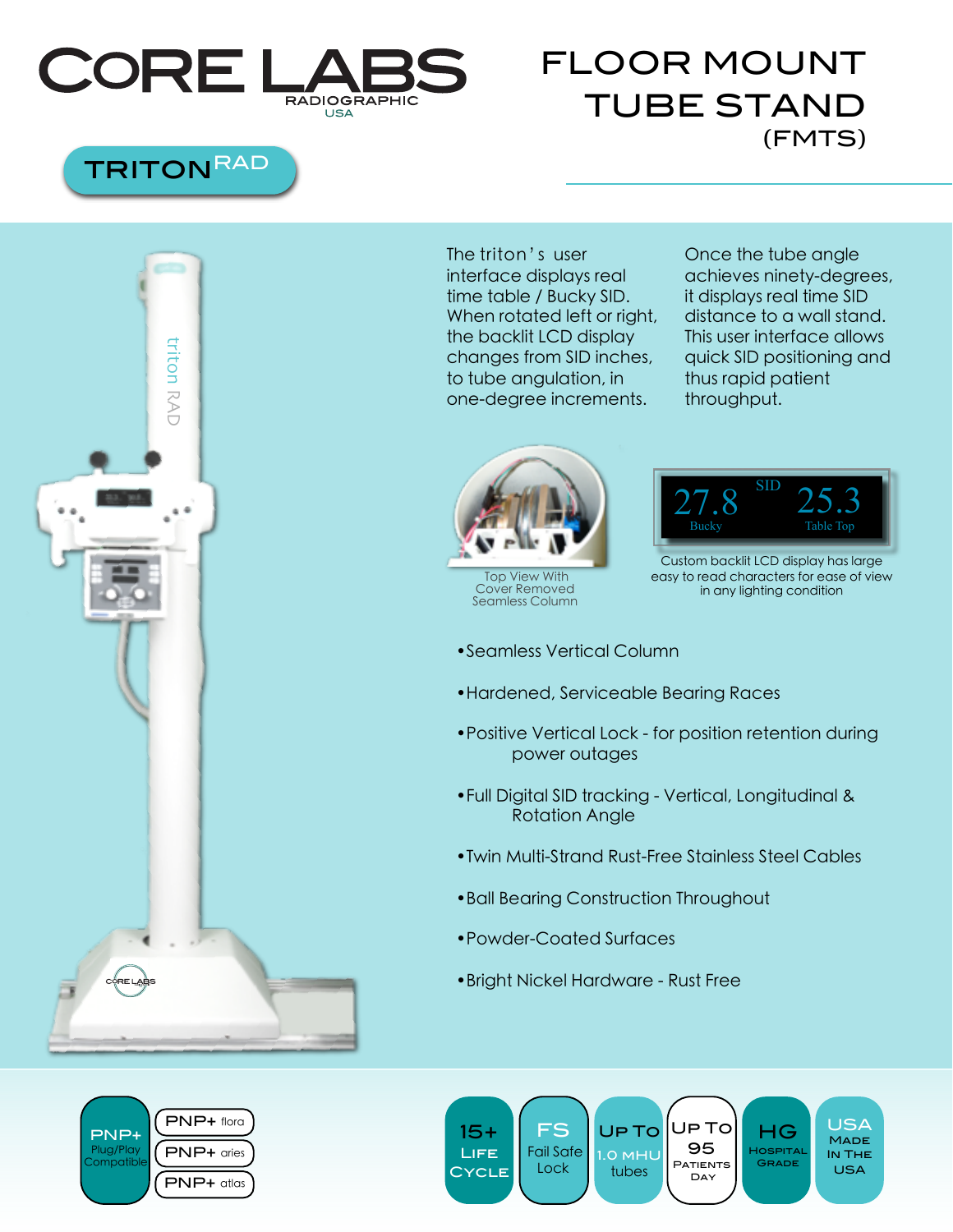# CORE LABS

RADIOGRAPHIC USA

# FLOOR MOUNT TUBE STAND (FMTS)

## TRITON RAD

The triton's user interface displays real time table / Bucky SID. When rotated left or right, the backlit LCD display changes from SID inches, to tube angulation, in one-degree increments.

Once the tube angle achieves ninety-degrees, it displays real time SID distance to a wall stand. This user interface allows quick SID positioning and thus rapid patient throughput.

Top View With Cover Removed Seamless Column

SID
27.8 Bucky
25.3 Table Top

Custom backlit LCD display has large easy to read characters for ease of view in any lighting condition

- Seamless Vertical Column
- Hardened, Serviceable Bearing Races
- Positive Vertical Lock - for position retention during power outages
- Full Digital SID tracking - Vertical, Longitudinal & Rotation Angle
- Twin Multi-Strand Rust-Free Stainless Steel Cables
- Ball Bearing Construction Throughout
- Powder-Coated Surfaces
- Bright Nickel Hardware - Rust Free

PNP+ Plug/Play Compatible

- PNP+ flora
- PNP+ aries
- PNP+ atlas

15+ Life Cycle | FS Fail Safe Lock | Up To 1.0 MHU tubes | Up To 95 Patients Day | HG Hospital Grade | USA Made In The USA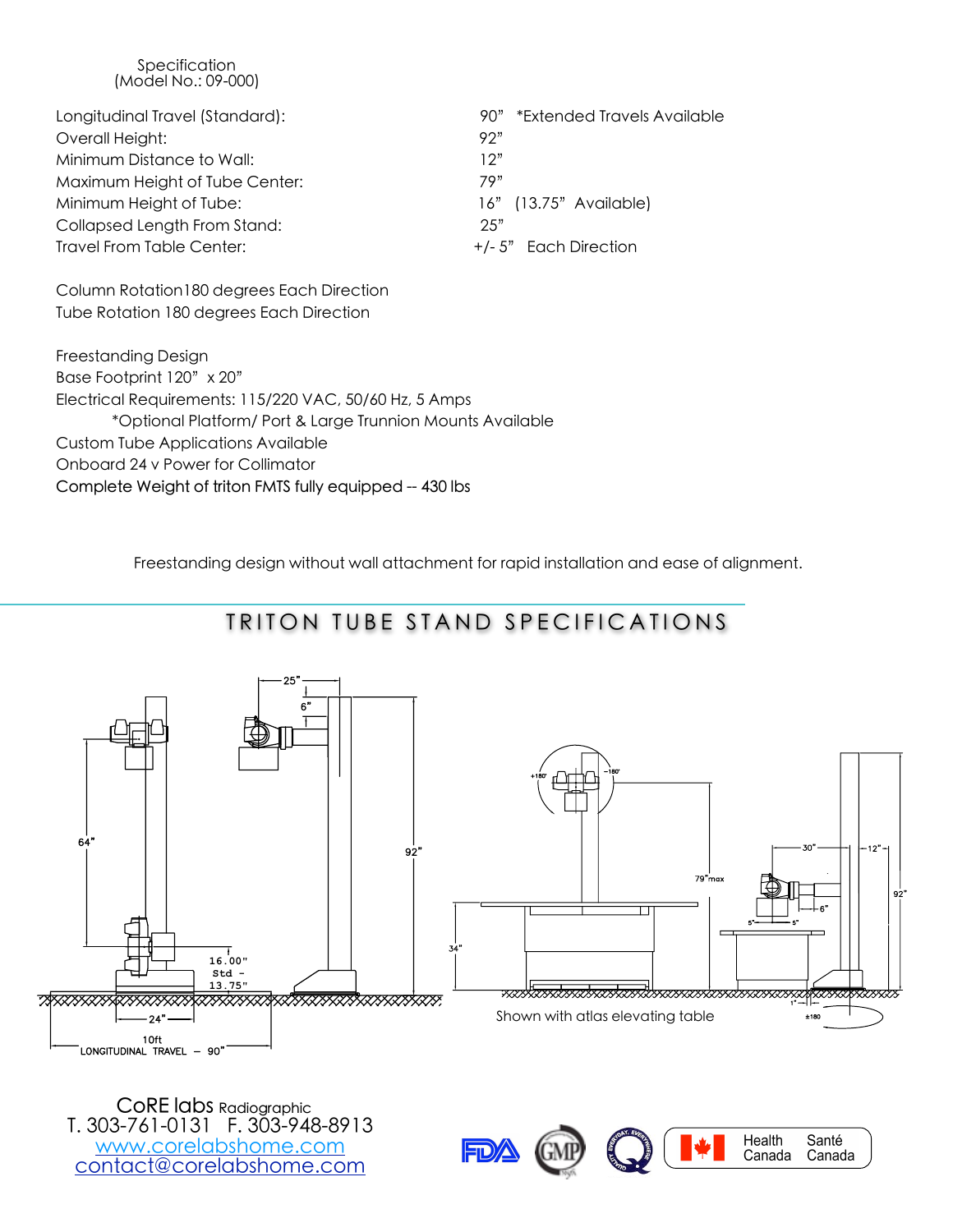Specification
(Model No.: 09-000)

| | |
|---|---|
| Longitudinal Travel (Standard): | 90" *Extended Travels Available |
| Overall Height: | 92" |
| Minimum Distance to Wall: | 12" |
| Maximum Height of Tube Center: | 79" |
| Minimum Height of Tube: | 16" (13.75" Available) |
| Collapsed Length From Stand: | 25" |
| Travel From Table Center: | +/- 5" Each Direction |

Column Rotation180 degrees Each Direction
Tube Rotation 180 degrees Each Direction

Freestanding Design
Base Footprint 120" x 20"
Electrical Requirements: 115/220 VAC, 50/60 Hz, 5 Amps
*Optional Platform/ Port & Large Trunnion Mounts Available
Custom Tube Applications Available
Onboard 24 v Power for Collimator
Complete Weight of triton FMTS fully equipped -- 430 lbs

Freestanding design without wall attachment for rapid installation and ease of alignment.

# TRITON TUBE STAND SPECIFICATIONS

25"
6"
64"
92"
16.00" Std - 13.75"
24"
10ft
LONGITUDINAL TRAVEL – 90"

+180°
-180°
79"max
34"
30"
12"
92"
6"
5"
5"
1"
±180

Shown with atlas elevating table

CoRE labs Radiographic
T. 303-761-0131 F. 303-948-8913
www.corelabshome.com
contact@corelabshome.com

FDA GMP Health Canada Santé Canada